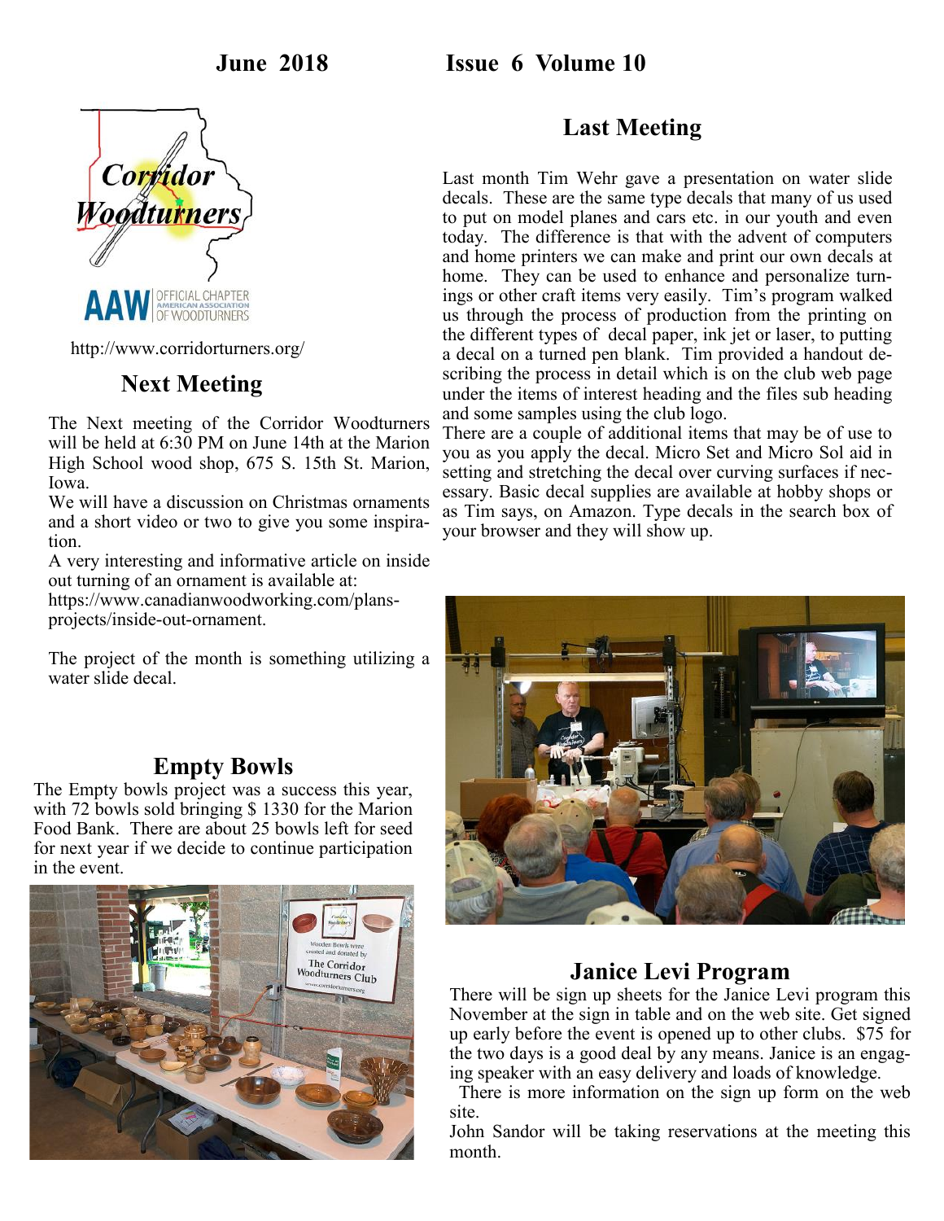June 2018 Issue 6 Volume 10

http://www.corridorturners.org/

## Next Meeting

The Next meeting of the Corridor Woodturners will be held at 6:30 PM on June 14th at the Marion High School wood shop, 675 S. 15th St. Marion, Iowa.

We will have a discussion on Christmas ornaments and a short video or two to give you some inspiration.

A very interesting and informative article on inside out turning of an ornament is available at: https://www.canadianwoodworking.com/plans-projects/inside-out-ornament.

The project of the month is something utilizing a water slide decal.

## Empty Bowls

The Empty bowls project was a success this year, with 72 bowls sold bringing $ 1330 for the Marion Food Bank. There are about 25 bowls left for seed for next year if we decide to continue participation in the event.

## Last Meeting

Last month Tim Wehr gave a presentation on water slide decals. These are the same type decals that many of us used to put on model planes and cars etc. in our youth and even today. The difference is that with the advent of computers and home printers we can make and print our own decals at home. They can be used to enhance and personalize turnings or other craft items very easily. Tim's program walked us through the process of production from the printing on the different types of decal paper, ink jet or laser, to putting a decal on a turned pen blank. Tim provided a handout describing the process in detail which is on the club web page under the items of interest heading and the files sub heading and some samples using the club logo.

There are a couple of additional items that may be of use to you as you apply the decal. Micro Set and Micro Sol aid in setting and stretching the decal over curving surfaces if necessary. Basic decal supplies are available at hobby shops or as Tim says, on Amazon. Type decals in the search box of your browser and they will show up.

## Janice Levi Program

There will be sign up sheets for the Janice Levi program this November at the sign in table and on the web site. Get signed up early before the event is opened up to other clubs. $75 for the two days is a good deal by any means. Janice is an engaging speaker with an easy delivery and loads of knowledge.

There is more information on the sign up form on the web site.

John Sandor will be taking reservations at the meeting this month.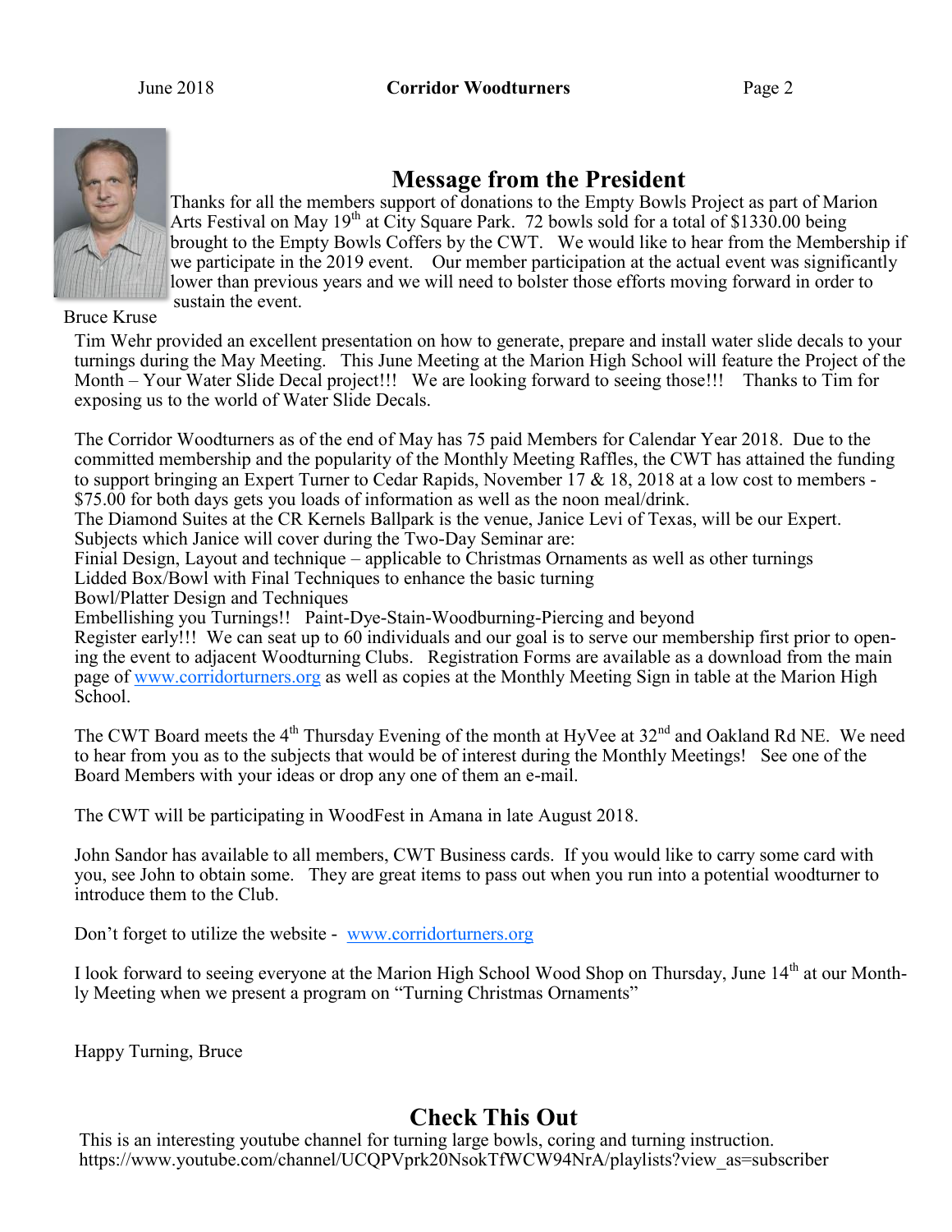## Message from the President

Thanks for all the members support of donations to the Empty Bowls Project as part of Marion Arts Festival on May 19th at City Square Park. 72 bowls sold for a total of $1330.00 being brought to the Empty Bowls Coffers by the CWT. We would like to hear from the Membership if we participate in the 2019 event. Our member participation at the actual event was significantly lower than previous years and we will need to bolster those efforts moving forward in order to sustain the event.

Bruce Kruse

Tim Wehr provided an excellent presentation on how to generate, prepare and install water slide decals to your turnings during the May Meeting. This June Meeting at the Marion High School will feature the Project of the Month – Your Water Slide Decal project!!! We are looking forward to seeing those!!! Thanks to Tim for exposing us to the world of Water Slide Decals.

The Corridor Woodturners as of the end of May has 75 paid Members for Calendar Year 2018. Due to the committed membership and the popularity of the Monthly Meeting Raffles, the CWT has attained the funding to support bringing an Expert Turner to Cedar Rapids, November 17 & 18, 2018 at a low cost to members - $75.00 for both days gets you loads of information as well as the noon meal/drink.

The Diamond Suites at the CR Kernels Ballpark is the venue, Janice Levi of Texas, will be our Expert. Subjects which Janice will cover during the Two-Day Seminar are:

Finial Design, Layout and technique – applicable to Christmas Ornaments as well as other turnings

Lidded Box/Bowl with Final Techniques to enhance the basic turning

Bowl/Platter Design and Techniques

Embellishing you Turnings!! Paint-Dye-Stain-Woodburning-Piercing and beyond

Register early!!! We can seat up to 60 individuals and our goal is to serve our membership first prior to opening the event to adjacent Woodturning Clubs. Registration Forms are available as a download from the main page of www.corridorturners.org as well as copies at the Monthly Meeting Sign in table at the Marion High School.

The CWT Board meets the 4th Thursday Evening of the month at HyVee at 32nd and Oakland Rd NE. We need to hear from you as to the subjects that would be of interest during the Monthly Meetings! See one of the Board Members with your ideas or drop any one of them an e-mail.

The CWT will be participating in WoodFest in Amana in late August 2018.

John Sandor has available to all members, CWT Business cards. If you would like to carry some card with you, see John to obtain some. They are great items to pass out when you run into a potential woodturner to introduce them to the Club.

Don't forget to utilize the website - www.corridorturners.org

I look forward to seeing everyone at the Marion High School Wood Shop on Thursday, June 14th at our Monthly Meeting when we present a program on "Turning Christmas Ornaments"

Happy Turning, Bruce

## Check This Out

This is an interesting youtube channel for turning large bowls, coring and turning instruction.
https://www.youtube.com/channel/UCQPVprk20NsokTfWCW94NrA/playlists?view_as=subscriber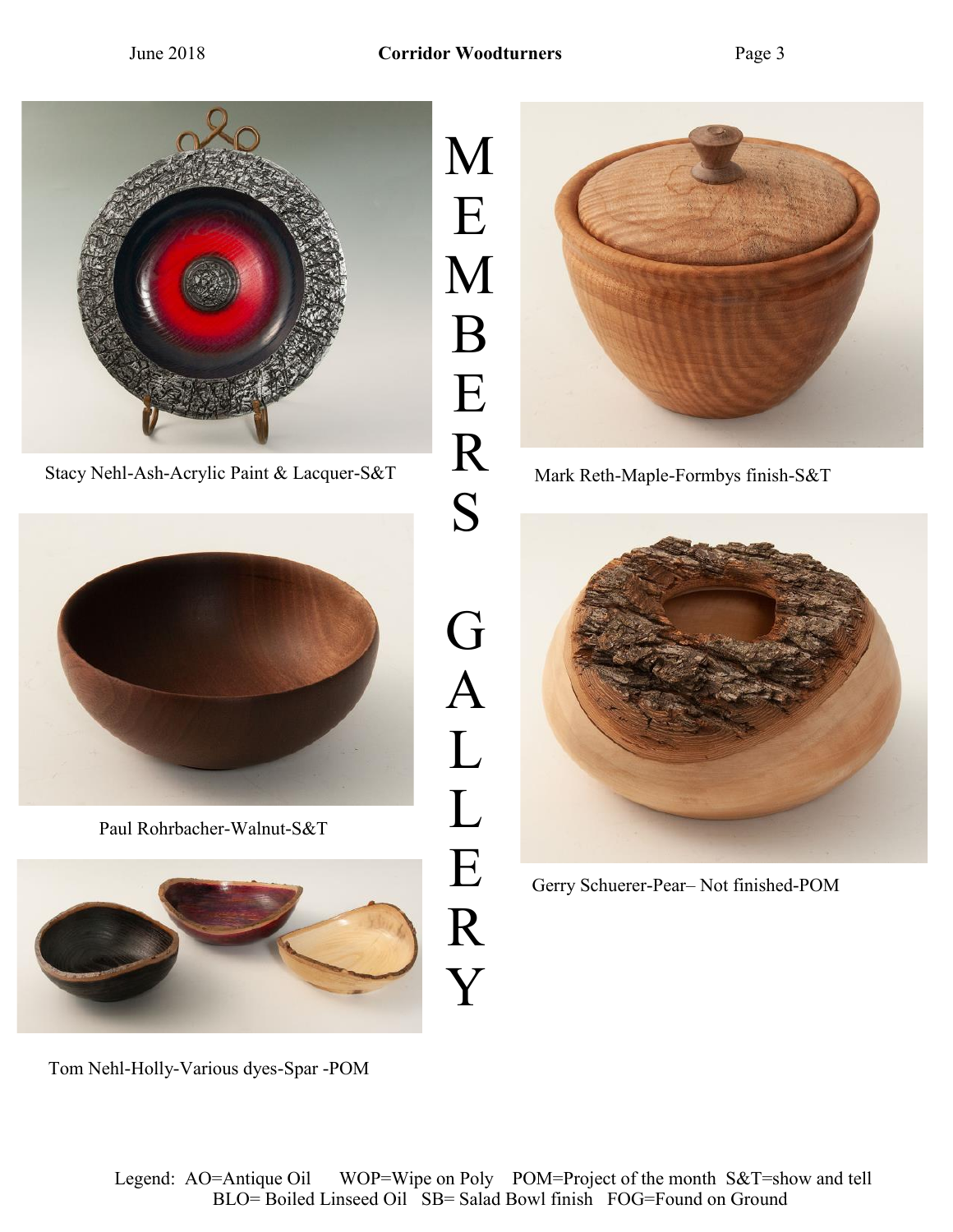# MEMBERS GALLERY

Stacy Nehl-Ash-Acrylic Paint & Lacquer-S&T

Mark Reth-Maple-Formbys finish-S&T

Paul Rohrbacher-Walnut-S&T

Gerry Schuerer-Pear– Not finished-POM

Tom Nehl-Holly-Various dyes-Spar -POM

Legend: AO=Antique Oil WOP=Wipe on Poly POM=Project of the month S&T=show and tell
BLO= Boiled Linseed Oil SB= Salad Bowl finish FOG=Found on Ground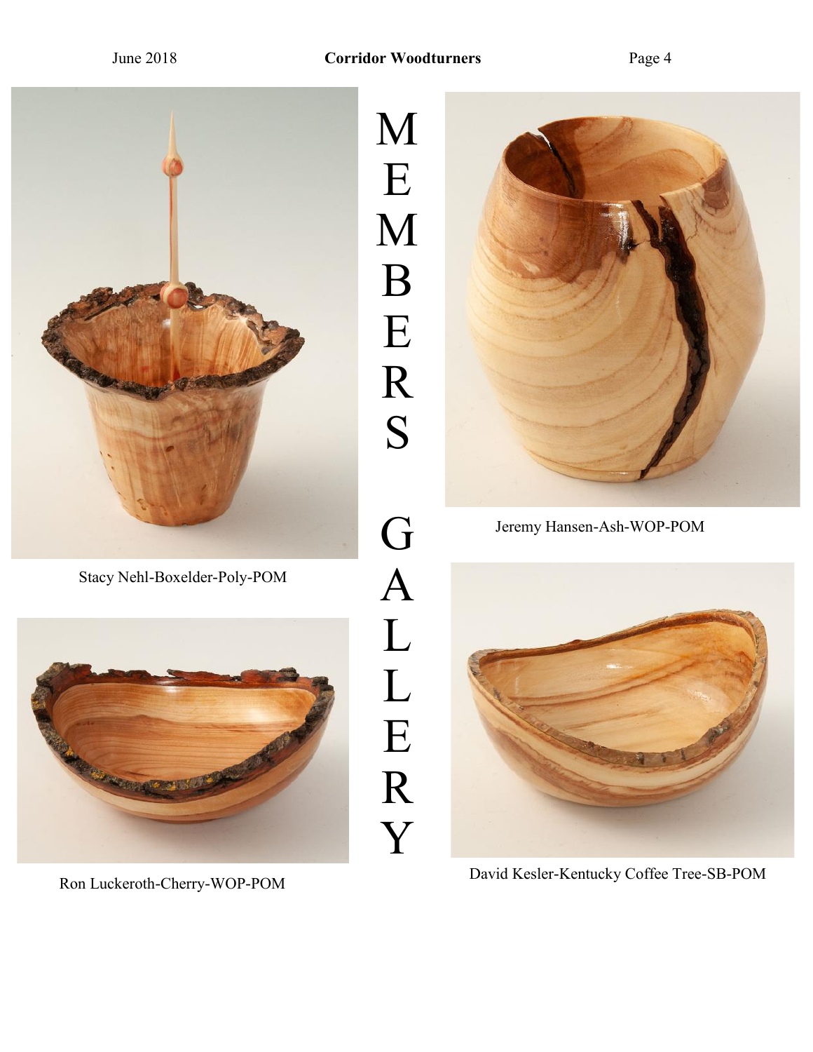# MEMBERS GALLERY

Stacy Nehl-Boxelder-Poly-POM

Jeremy Hansen-Ash-WOP-POM

Ron Luckeroth-Cherry-WOP-POM

David Kesler-Kentucky Coffee Tree-SB-POM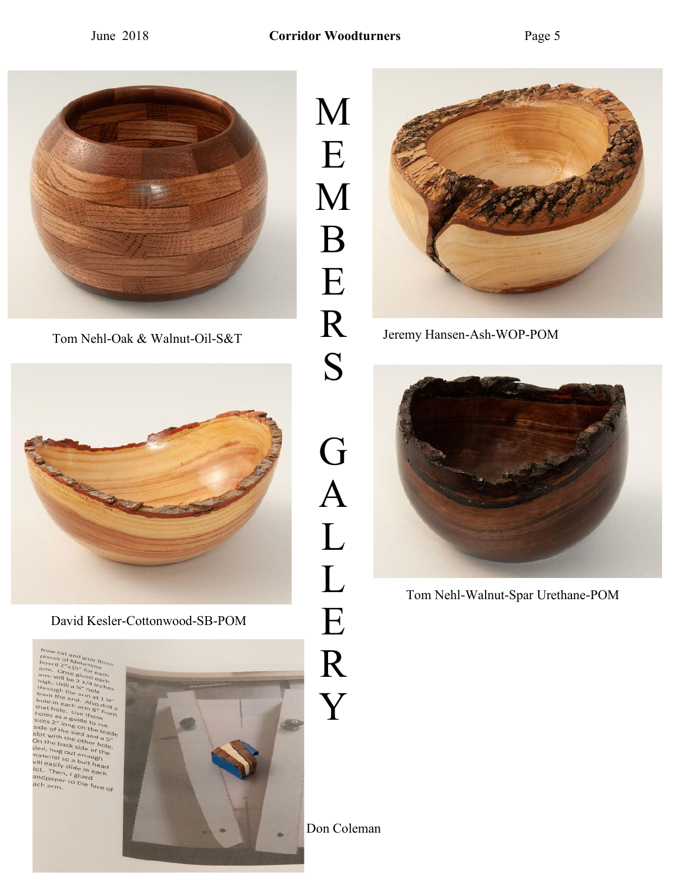# MEMBERS GALLERY

Tom Nehl-Oak & Walnut-Oil-S&T

Jeremy Hansen-Ash-WOP-POM

David Kesler-Cottonwood-SB-POM

Tom Nehl-Walnut-Spar Urethane-POM

Now cut and glue three pieces of Melamine board 2"x15" for each arm. Once glued each arm will be 2 1/4 inches high. Drill a ¼" hole through the arm at 1 ¼" from the end. Also drill a hole in each arm 8" from that hole. Use these holes as a guide to cut slots 2" long on the blade side of the sled and a 5" slot with the other hole. On the back side of the sled, hog out enough material so a bolt head will easily slide in each slot. Then, I glued sandpaper to the face of each arm.

Don Coleman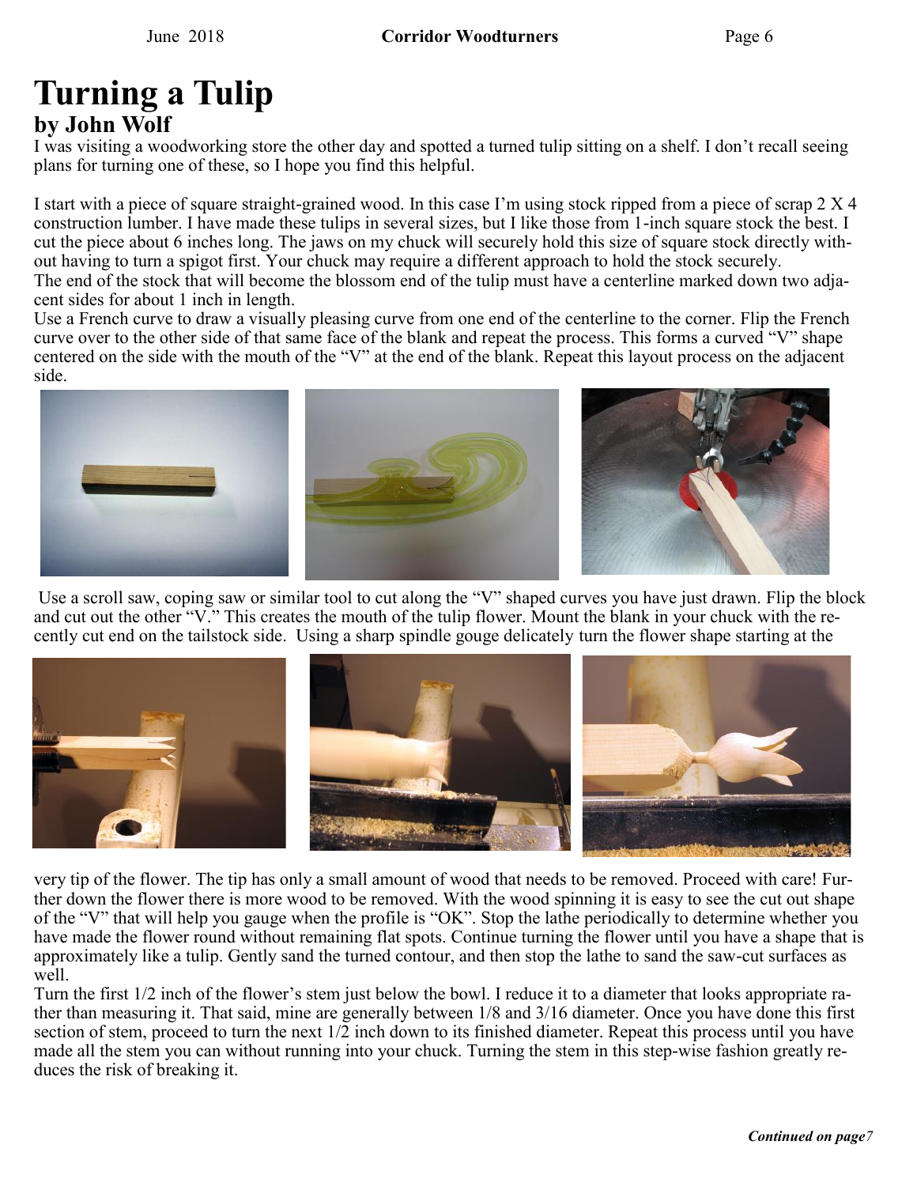# Turning a Tulip

## by John Wolf

I was visiting a woodworking store the other day and spotted a turned tulip sitting on a shelf. I don't recall seeing plans for turning one of these, so I hope you find this helpful.

I start with a piece of square straight-grained wood. In this case I'm using stock ripped from a piece of scrap 2 X 4 construction lumber. I have made these tulips in several sizes, but I like those from 1-inch square stock the best. I cut the piece about 6 inches long. The jaws on my chuck will securely hold this size of square stock directly without having to turn a spigot first. Your chuck may require a different approach to hold the stock securely.

The end of the stock that will become the blossom end of the tulip must have a centerline marked down two adjacent sides for about 1 inch in length.

Use a French curve to draw a visually pleasing curve from one end of the centerline to the corner. Flip the French curve over to the other side of that same face of the blank and repeat the process. This forms a curved "V" shape centered on the side with the mouth of the "V" at the end of the blank. Repeat this layout process on the adjacent side.

Use a scroll saw, coping saw or similar tool to cut along the "V" shaped curves you have just drawn. Flip the block and cut out the other "V." This creates the mouth of the tulip flower. Mount the blank in your chuck with the recently cut end on the tailstock side. Using a sharp spindle gouge delicately turn the flower shape starting at the very tip of the flower. The tip has only a small amount of wood that needs to be removed. Proceed with care! Further down the flower there is more wood to be removed. With the wood spinning it is easy to see the cut out shape of the "V" that will help you gauge when the profile is "OK". Stop the lathe periodically to determine whether you have made the flower round without remaining flat spots. Continue turning the flower until you have a shape that is approximately like a tulip. Gently sand the turned contour, and then stop the lathe to sand the saw-cut surfaces as well.

Turn the first 1/2 inch of the flower's stem just below the bowl. I reduce it to a diameter that looks appropriate rather than measuring it. That said, mine are generally between 1/8 and 3/16 diameter. Once you have done this first section of stem, proceed to turn the next 1/2 inch down to its finished diameter. Repeat this process until you have made all the stem you can without running into your chuck. Turning the stem in this step-wise fashion greatly reduces the risk of breaking it.

***Continued on page 7***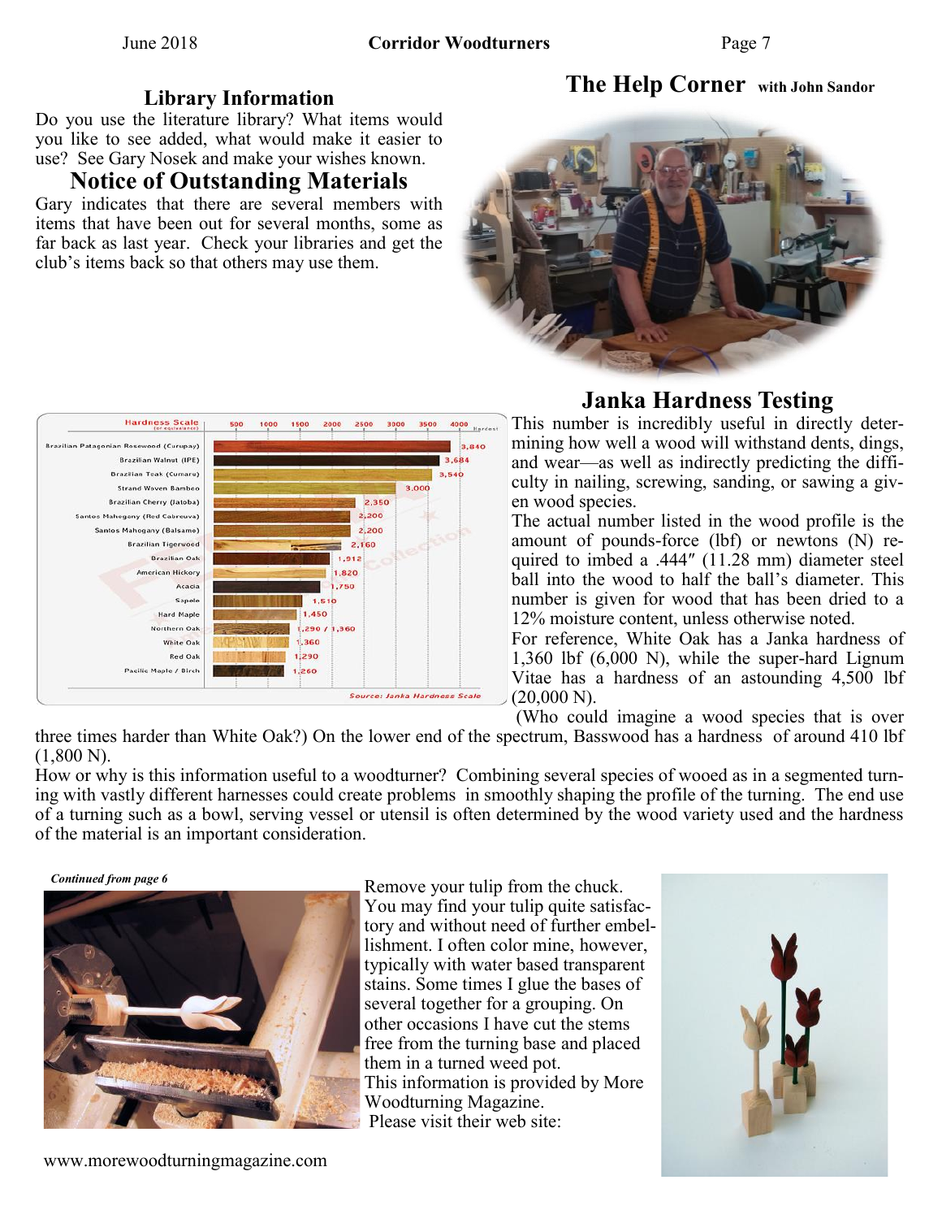## Library Information

Do you use the literature library? What items would you like to see added, what would make it easier to use? See Gary Nosek and make your wishes known.

## Notice of Outstanding Materials

Gary indicates that there are several members with items that have been out for several months, some as far back as last year. Check your libraries and get the club's items back so that others may use them.

## The Help Corner with John Sandor

| Hardness Scale (or equivalence) | Hardness |
|---|---|
| Brazilian Patagonian Rosewood (Curupay) | 3,840 |
| Brazilian Walnut (IPE) | 3,684 |
| Brazilian Teak (Cumaru) | 3,540 |
| Strand Woven Bamboo | 3,000 |
| Brazilian Cherry (Jatoba) | 2,350 |
| Santos Mahogany (Red Cabreuva) | 2,200 |
| Santos Mahogany (Balsamo) | 2,200 |
| Brazilian Tigerwood | 2,160 |
| Brazilian Oak | 1,912 |
| American Hickory | 1,820 |
| Acacia | 1,750 |
| Sapele | 1,510 |
| Hard Maple | 1,450 |
| Northern Oak | 1,290 / 1,360 |
| White Oak | 1,360 |
| Red Oak | 1,290 |
| Pacific Maple / Birch | 1,260 |

Source: Janka Hardness Scale

## Janka Hardness Testing

This number is incredibly useful in directly determining how well a wood will withstand dents, dings, and wear—as well as indirectly predicting the difficulty in nailing, screwing, sanding, or sawing a given wood species.

The actual number listed in the wood profile is the amount of pounds-force (lbf) or newtons (N) required to imbed a .444″ (11.28 mm) diameter steel ball into the wood to half the ball's diameter. This number is given for wood that has been dried to a 12% moisture content, unless otherwise noted.

For reference, White Oak has a Janka hardness of 1,360 lbf (6,000 N), while the super-hard Lignum Vitae has a hardness of an astounding 4,500 lbf (20,000 N).

(Who could imagine a wood species that is over three times harder than White Oak?) On the lower end of the spectrum, Basswood has a hardness of around 410 lbf (1,800 N).

How or why is this information useful to a woodturner? Combining several species of wooed as in a segmented turning with vastly different harnesses could create problems in smoothly shaping the profile of the turning. The end use of a turning such as a bowl, serving vessel or utensil is often determined by the wood variety used and the hardness of the material is an important consideration.

*Continued from page 6*

Remove your tulip from the chuck. You may find your tulip quite satisfactory and without need of further embellishment. I often color mine, however, typically with water based transparent stains. Some times I glue the bases of several together for a grouping. On other occasions I have cut the stems free from the turning base and placed them in a turned weed pot.

This information is provided by More Woodturning Magazine.

Please visit their web site:

www.morewoodturningmagazine.com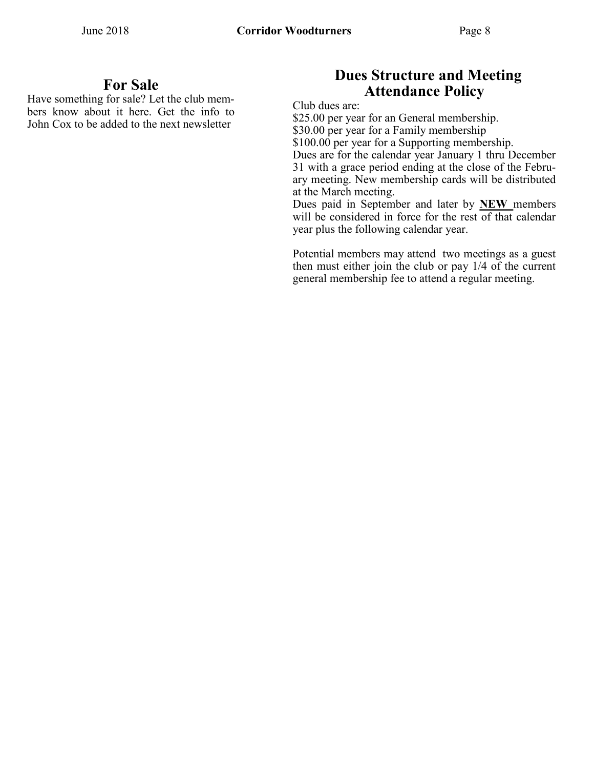## For Sale

Have something for sale? Let the club members know about it here. Get the info to John Cox to be added to the next newsletter

## Dues Structure and Meeting Attendance Policy

Club dues are:

$25.00 per year for an General membership.

$30.00 per year for a Family membership

$100.00 per year for a Supporting membership.

Dues are for the calendar year January 1 thru December 31 with a grace period ending at the close of the February meeting. New membership cards will be distributed at the March meeting.

Dues paid in September and later by **NEW** members will be considered in force for the rest of that calendar year plus the following calendar year.

Potential members may attend two meetings as a guest then must either join the club or pay 1/4 of the current general membership fee to attend a regular meeting.